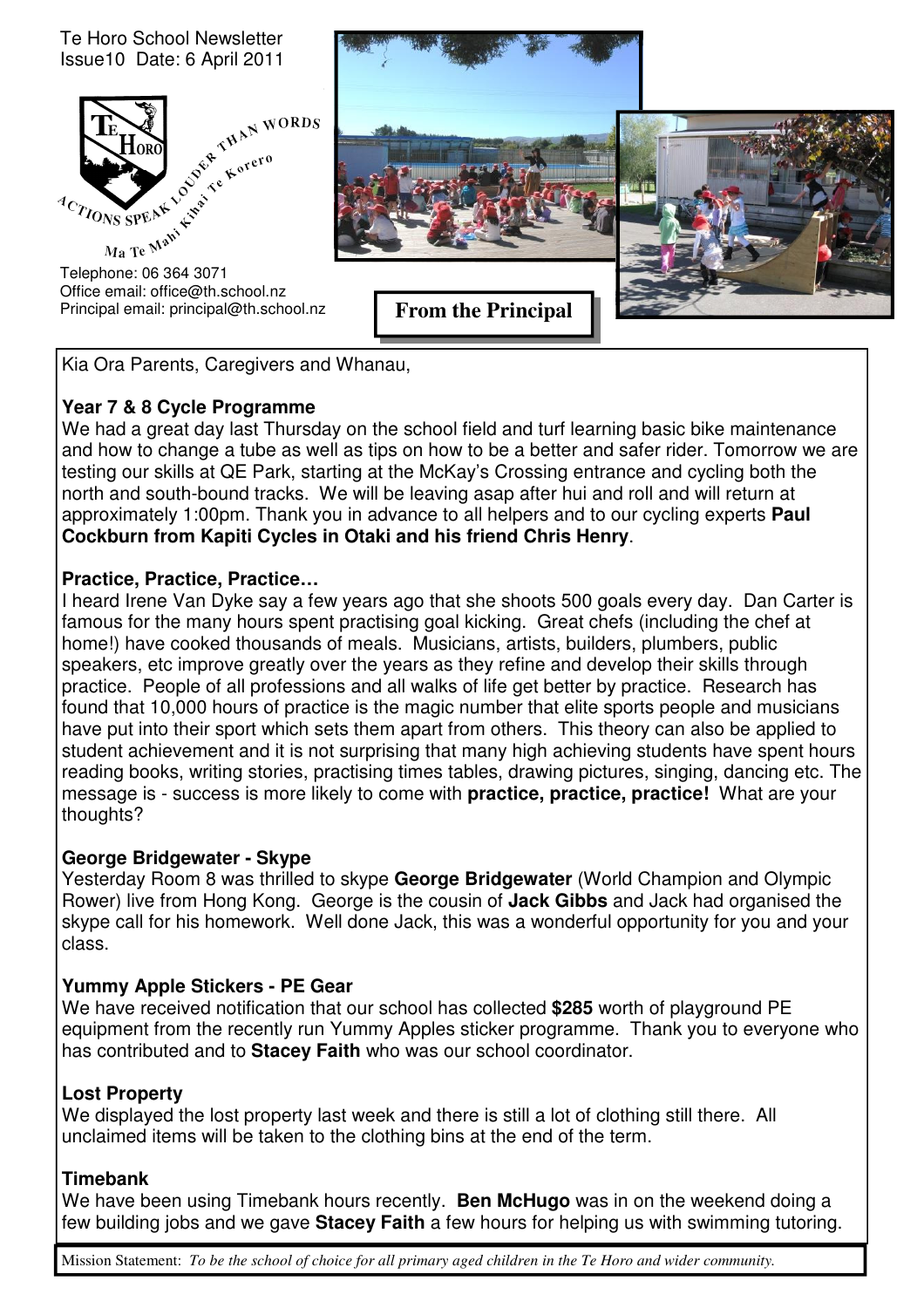Te Horo School Newsletter
Issue10 Date: 6 April 2011

ACTIONS SPEAK LOUDER THAN WORDS
Ma Te Mahi Kihai Te Korero

Telephone: 06 364 3071
Office email: office@th.school.nz
Principal email: principal@th.school.nz

## From the Principal

Kia Ora Parents, Caregivers and Whanau,

### Year 7 & 8 Cycle Programme

We had a great day last Thursday on the school field and turf learning basic bike maintenance and how to change a tube as well as tips on how to be a better and safer rider. Tomorrow we are testing our skills at QE Park, starting at the McKay's Crossing entrance and cycling both the north and south-bound tracks. We will be leaving asap after hui and roll and will return at approximately 1:00pm. Thank you in advance to all helpers and to our cycling experts **Paul Cockburn from Kapiti Cycles in Otaki and his friend Chris Henry**.

### Practice, Practice, Practice…

I heard Irene Van Dyke say a few years ago that she shoots 500 goals every day. Dan Carter is famous for the many hours spent practising goal kicking. Great chefs (including the chef at home!) have cooked thousands of meals. Musicians, artists, builders, plumbers, public speakers, etc improve greatly over the years as they refine and develop their skills through practice. People of all professions and all walks of life get better by practice. Research has found that 10,000 hours of practice is the magic number that elite sports people and musicians have put into their sport which sets them apart from others. This theory can also be applied to student achievement and it is not surprising that many high achieving students have spent hours reading books, writing stories, practising times tables, drawing pictures, singing, dancing etc. The message is - success is more likely to come with **practice, practice, practice!** What are your thoughts?

### George Bridgewater - Skype

Yesterday Room 8 was thrilled to skype **George Bridgewater** (World Champion and Olympic Rower) live from Hong Kong. George is the cousin of **Jack Gibbs** and Jack had organised the skype call for his homework. Well done Jack, this was a wonderful opportunity for you and your class.

### Yummy Apple Stickers - PE Gear

We have received notification that our school has collected **$285** worth of playground PE equipment from the recently run Yummy Apples sticker programme. Thank you to everyone who has contributed and to **Stacey Faith** who was our school coordinator.

### Lost Property

We displayed the lost property last week and there is still a lot of clothing still there. All unclaimed items will be taken to the clothing bins at the end of the term.

### Timebank

We have been using Timebank hours recently. **Ben McHugo** was in on the weekend doing a few building jobs and we gave **Stacey Faith** a few hours for helping us with swimming tutoring.

Mission Statement: *To be the school of choice for all primary aged children in the Te Horo and wider community.*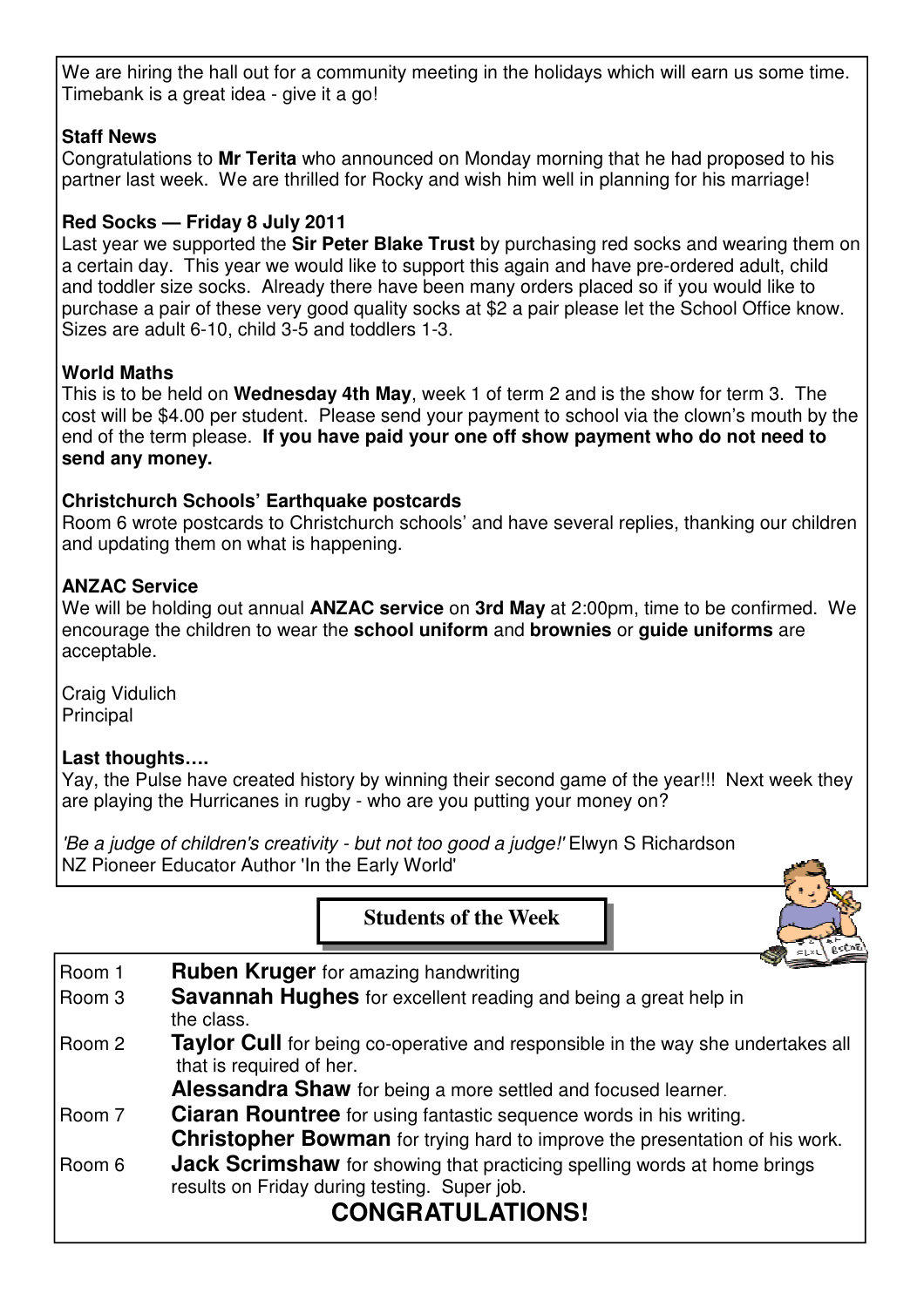We are hiring the hall out for a community meeting in the holidays which will earn us some time. Timebank is a great idea - give it a go!

**Staff News**

Congratulations to **Mr Terita** who announced on Monday morning that he had proposed to his partner last week. We are thrilled for Rocky and wish him well in planning for his marriage!

**Red Socks — Friday 8 July 2011**

Last year we supported the **Sir Peter Blake Trust** by purchasing red socks and wearing them on a certain day. This year we would like to support this again and have pre-ordered adult, child and toddler size socks. Already there have been many orders placed so if you would like to purchase a pair of these very good quality socks at $2 a pair please let the School Office know. Sizes are adult 6-10, child 3-5 and toddlers 1-3.

**World Maths**

This is to be held on **Wednesday 4th May**, week 1 of term 2 and is the show for term 3. The cost will be $4.00 per student. Please send your payment to school via the clown's mouth by the end of the term please. **If you have paid your one off show payment who do not need to send any money.**

**Christchurch Schools' Earthquake postcards**

Room 6 wrote postcards to Christchurch schools' and have several replies, thanking our children and updating them on what is happening.

**ANZAC Service**

We will be holding out annual **ANZAC service** on **3rd May** at 2:00pm, time to be confirmed. We encourage the children to wear the **school uniform** and **brownies** or **guide uniforms** are acceptable.

Craig Vidulich
Principal

**Last thoughts….**

Yay, the Pulse have created history by winning their second game of the year!!! Next week they are playing the Hurricanes in rugby - who are you putting your money on?

*'Be a judge of children's creativity - but not too good a judge!'* Elwyn S Richardson
NZ Pioneer Educator Author 'In the Early World'

## Students of the Week

| | |
|---|---|
| Room 1 | **Ruben Kruger** for amazing handwriting |
| Room 3 | **Savannah Hughes** for excellent reading and being a great help in the class. |
| Room 2 | **Taylor Cull** for being co-operative and responsible in the way she undertakes all that is required of her. |
| | **Alessandra Shaw** for being a more settled and focused learner. |
| Room 7 | **Ciaran Rountree** for using fantastic sequence words in his writing. |
| | **Christopher Bowman** for trying hard to improve the presentation of his work. |
| Room 6 | **Jack Scrimshaw** for showing that practicing spelling words at home brings results on Friday during testing. Super job. |

**CONGRATULATIONS!**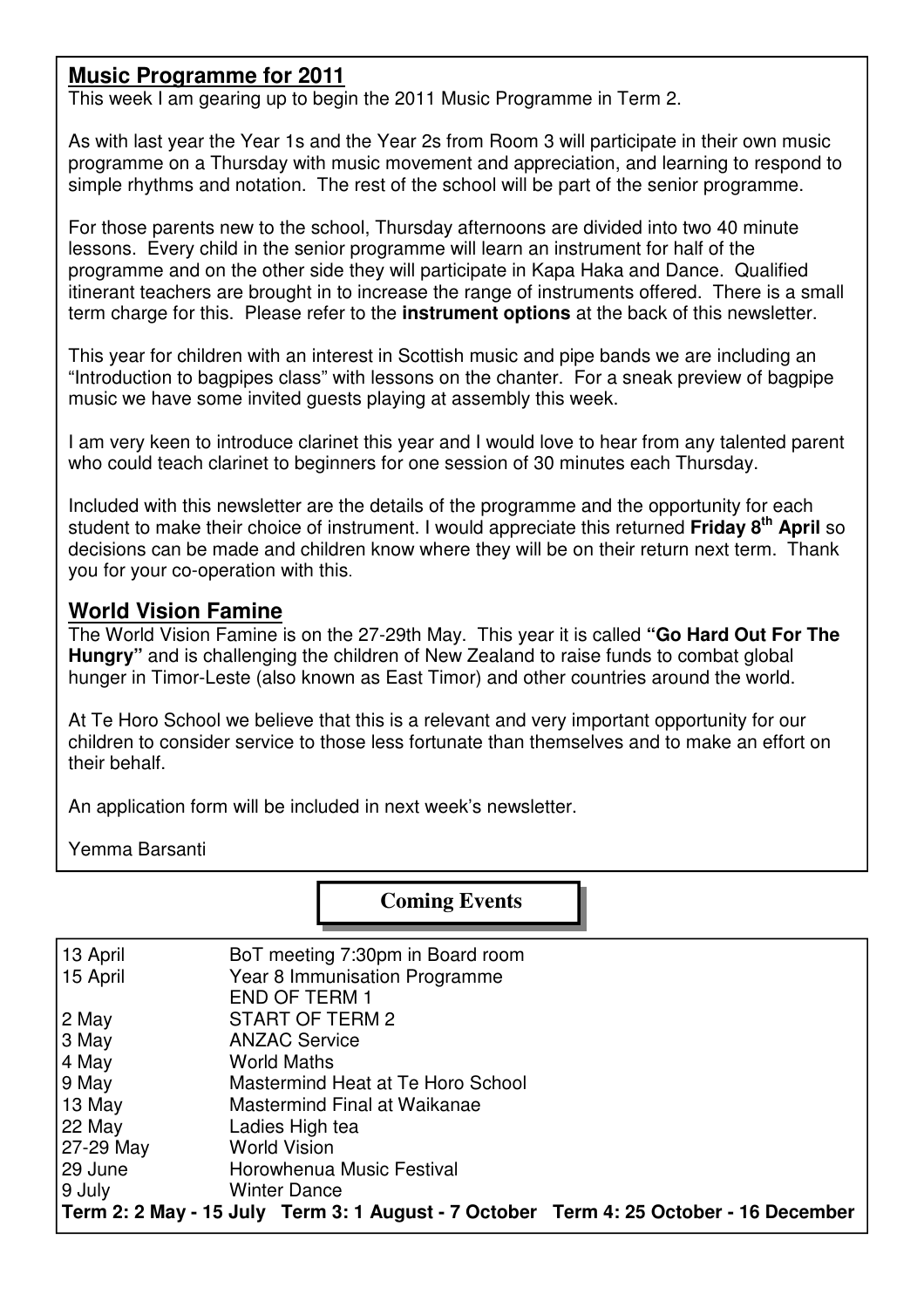## Music Programme for 2011

This week I am gearing up to begin the 2011 Music Programme in Term 2.

As with last year the Year 1s and the Year 2s from Room 3 will participate in their own music programme on a Thursday with music movement and appreciation, and learning to respond to simple rhythms and notation. The rest of the school will be part of the senior programme.

For those parents new to the school, Thursday afternoons are divided into two 40 minute lessons. Every child in the senior programme will learn an instrument for half of the programme and on the other side they will participate in Kapa Haka and Dance. Qualified itinerant teachers are brought in to increase the range of instruments offered. There is a small term charge for this. Please refer to the **instrument options** at the back of this newsletter.

This year for children with an interest in Scottish music and pipe bands we are including an "Introduction to bagpipes class" with lessons on the chanter. For a sneak preview of bagpipe music we have some invited guests playing at assembly this week.

I am very keen to introduce clarinet this year and I would love to hear from any talented parent who could teach clarinet to beginners for one session of 30 minutes each Thursday.

Included with this newsletter are the details of the programme and the opportunity for each student to make their choice of instrument. I would appreciate this returned **Friday 8th April** so decisions can be made and children know where they will be on their return next term. Thank you for your co-operation with this.

## World Vision Famine

The World Vision Famine is on the 27-29th May. This year it is called **"Go Hard Out For The Hungry"** and is challenging the children of New Zealand to raise funds to combat global hunger in Timor-Leste (also known as East Timor) and other countries around the world.

At Te Horo School we believe that this is a relevant and very important opportunity for our children to consider service to those less fortunate than themselves and to make an effort on their behalf.

An application form will be included in next week's newsletter.

Yemma Barsanti

## Coming Events

| Date | Event |
|---|---|
| 13 April | BoT meeting 7:30pm in Board room |
| 15 April | Year 8 Immunisation Programme |
| | END OF TERM 1 |
| 2 May | START OF TERM 2 |
| 3 May | ANZAC Service |
| 4 May | World Maths |
| 9 May | Mastermind Heat at Te Horo School |
| 13 May | Mastermind Final at Waikanae |
| 22 May | Ladies High tea |
| 27-29 May | World Vision |
| 29 June | Horowhenua Music Festival |
| 9 July | Winter Dance |

**Term 2: 2 May - 15 July Term 3: 1 August - 7 October Term 4: 25 October - 16 December**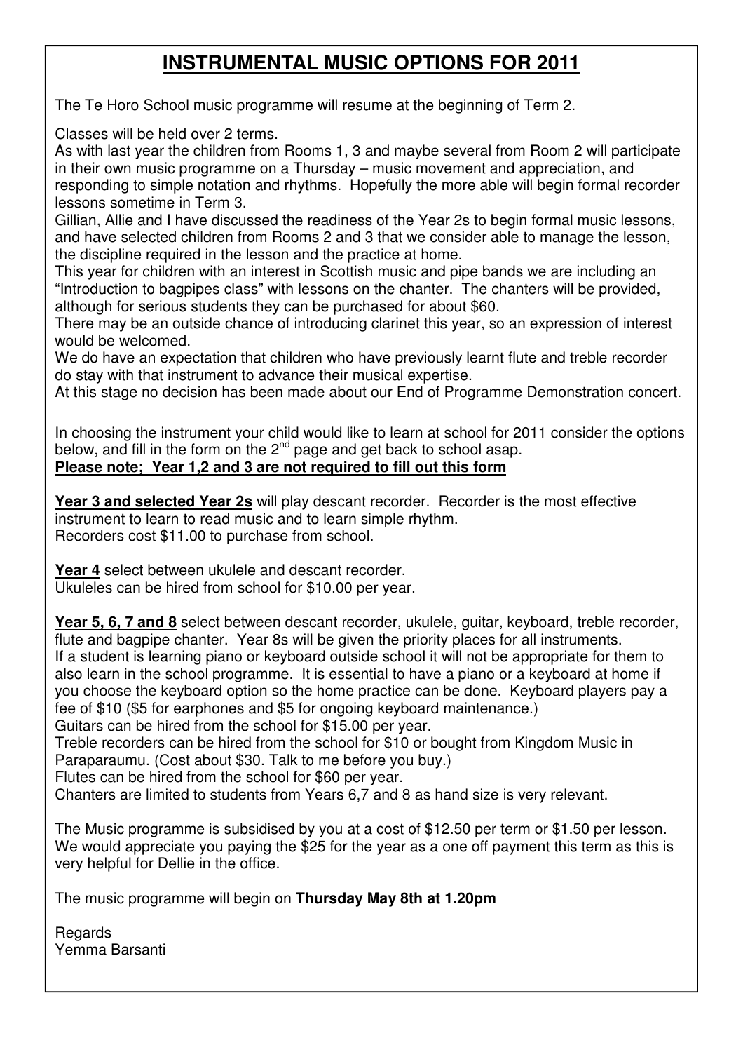# INSTRUMENTAL MUSIC OPTIONS FOR 2011

The Te Horo School music programme will resume at the beginning of Term 2.

Classes will be held over 2 terms.
As with last year the children from Rooms 1, 3 and maybe several from Room 2 will participate in their own music programme on a Thursday – music movement and appreciation, and responding to simple notation and rhythms. Hopefully the more able will begin formal recorder lessons sometime in Term 3.
Gillian, Allie and I have discussed the readiness of the Year 2s to begin formal music lessons, and have selected children from Rooms 2 and 3 that we consider able to manage the lesson, the discipline required in the lesson and the practice at home.
This year for children with an interest in Scottish music and pipe bands we are including an "Introduction to bagpipes class" with lessons on the chanter. The chanters will be provided, although for serious students they can be purchased for about $60.
There may be an outside chance of introducing clarinet this year, so an expression of interest would be welcomed.
We do have an expectation that children who have previously learnt flute and treble recorder do stay with that instrument to advance their musical expertise.
At this stage no decision has been made about our End of Programme Demonstration concert.

In choosing the instrument your child would like to learn at school for 2011 consider the options below, and fill in the form on the 2nd page and get back to school asap.
**Please note; Year 1,2 and 3 are not required to fill out this form**

**Year 3 and selected Year 2s** will play descant recorder. Recorder is the most effective instrument to learn to read music and to learn simple rhythm.
Recorders cost $11.00 to purchase from school.

**Year 4** select between ukulele and descant recorder.
Ukuleles can be hired from school for $10.00 per year.

**Year 5, 6, 7 and 8** select between descant recorder, ukulele, guitar, keyboard, treble recorder, flute and bagpipe chanter. Year 8s will be given the priority places for all instruments.
If a student is learning piano or keyboard outside school it will not be appropriate for them to also learn in the school programme. It is essential to have a piano or a keyboard at home if you choose the keyboard option so the home practice can be done. Keyboard players pay a fee of $10 ($5 for earphones and $5 for ongoing keyboard maintenance.)
Guitars can be hired from the school for $15.00 per year.
Treble recorders can be hired from the school for $10 or bought from Kingdom Music in Paraparaumu. (Cost about $30. Talk to me before you buy.)
Flutes can be hired from the school for $60 per year.
Chanters are limited to students from Years 6,7 and 8 as hand size is very relevant.

The Music programme is subsidised by you at a cost of $12.50 per term or $1.50 per lesson. We would appreciate you paying the $25 for the year as a one off payment this term as this is very helpful for Dellie in the office.

The music programme will begin on **Thursday May 8th at 1.20pm**

Regards
Yemma Barsanti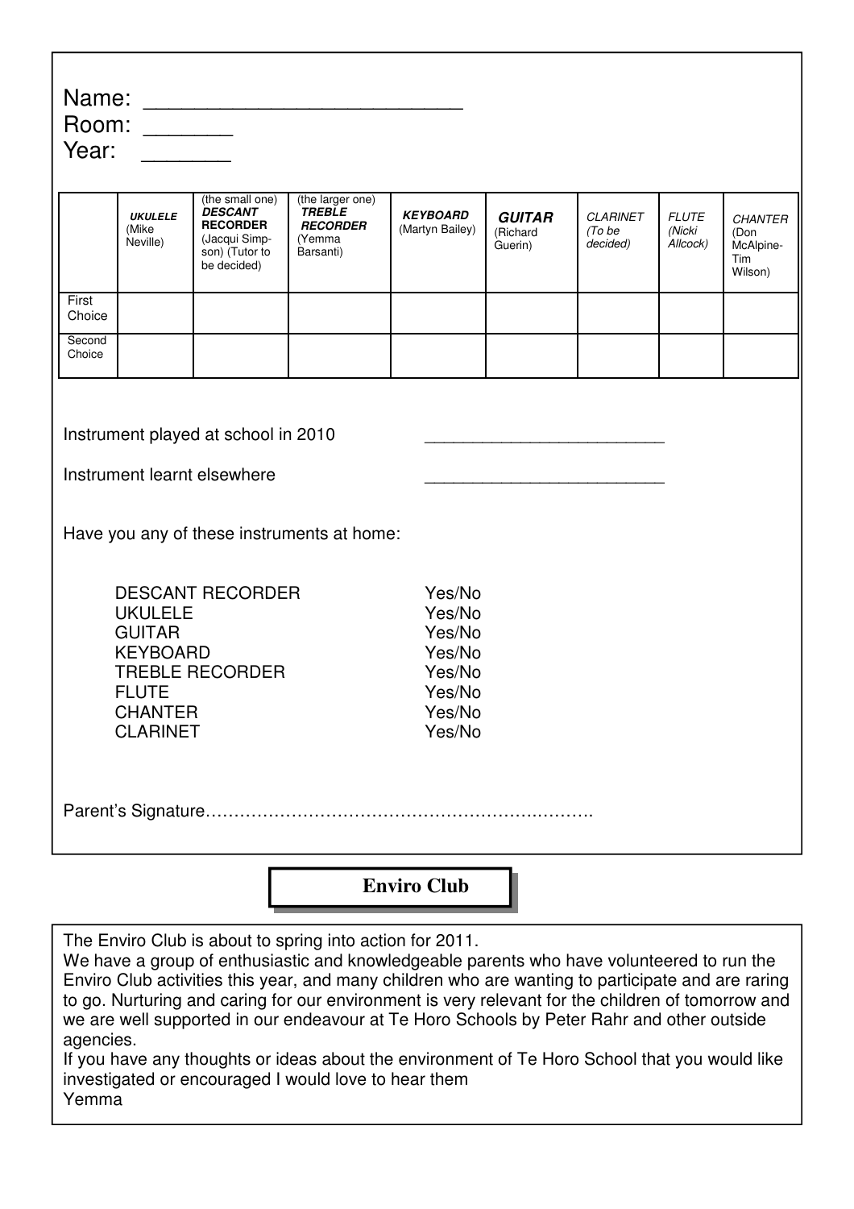Name: ___________________________

Room: ________

Year: ________

| | **UKULELE** (Mike Neville) | (the small one) **DESCANT RECORDER** (Jacqui Simpson) (Tutor to be decided) | (the larger one) **TREBLE RECORDER** (Yemma Barsanti) | **KEYBOARD** (Martyn Bailey) | **GUITAR** (Richard Guerin) | *CLARINET (To be decided)* | *FLUTE (Nicki Allcock)* | *CHANTER* (Don McAlpine-Tim Wilson) |
|---|---|---|---|---|---|---|---|---|
| First Choice | | | | | | | | |
| Second Choice | | | | | | | | |

Instrument played at school in 2010 ___________________________

Instrument learnt elsewhere ___________________________

Have you any of these instruments at home:

DESCANT RECORDER Yes/No
UKULELE Yes/No
GUITAR Yes/No
KEYBOARD Yes/No
TREBLE RECORDER Yes/No
FLUTE Yes/No
CHANTER Yes/No
CLARINET Yes/No

Parent's Signature………………………………………………………….………..

## Enviro Club

The Enviro Club is about to spring into action for 2011.
We have a group of enthusiastic and knowledgeable parents who have volunteered to run the Enviro Club activities this year, and many children who are wanting to participate and are raring to go. Nurturing and caring for our environment is very relevant for the children of tomorrow and we are well supported in our endeavour at Te Horo Schools by Peter Rahr and other outside agencies.
If you have any thoughts or ideas about the environment of Te Horo School that you would like investigated or encouraged I would love to hear them
Yemma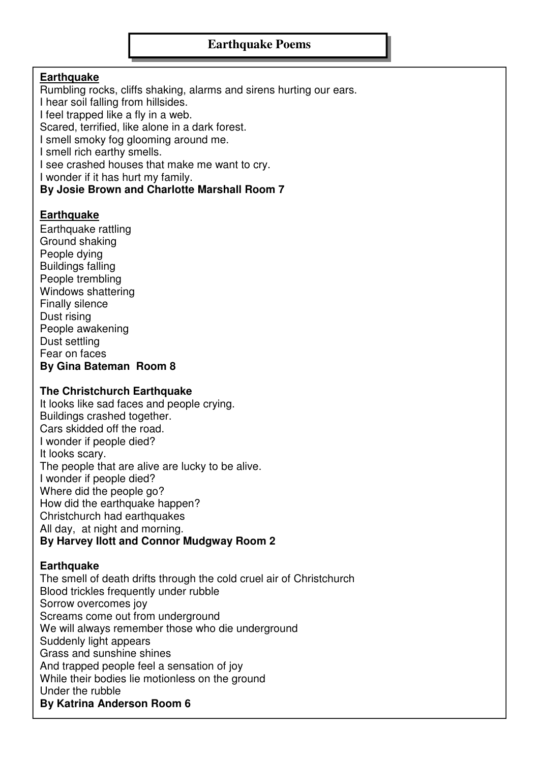# Earthquake Poems

**Earthquake**

Rumbling rocks, cliffs shaking, alarms and sirens hurting our ears.
I hear soil falling from hillsides.
I feel trapped like a fly in a web.
Scared, terrified, like alone in a dark forest.
I smell smoky fog glooming around me.
I smell rich earthy smells.
I see crashed houses that make me want to cry.
I wonder if it has hurt my family.
**By Josie Brown and Charlotte Marshall Room 7**

**Earthquake**

Earthquake rattling
Ground shaking
People dying
Buildings falling
People trembling
Windows shattering
Finally silence
Dust rising
People awakening
Dust settling
Fear on faces
**By Gina Bateman Room 8**

**The Christchurch Earthquake**

It looks like sad faces and people crying.
Buildings crashed together.
Cars skidded off the road.
I wonder if people died?
It looks scary.
The people that are alive are lucky to be alive.
I wonder if people died?
Where did the people go?
How did the earthquake happen?
Christchurch had earthquakes
All day, at night and morning.
**By Harvey Ilott and Connor Mudgway Room 2**

**Earthquake**

The smell of death drifts through the cold cruel air of Christchurch
Blood trickles frequently under rubble
Sorrow overcomes joy
Screams come out from underground
We will always remember those who die underground
Suddenly light appears
Grass and sunshine shines
And trapped people feel a sensation of joy
While their bodies lie motionless on the ground
Under the rubble
**By Katrina Anderson Room 6**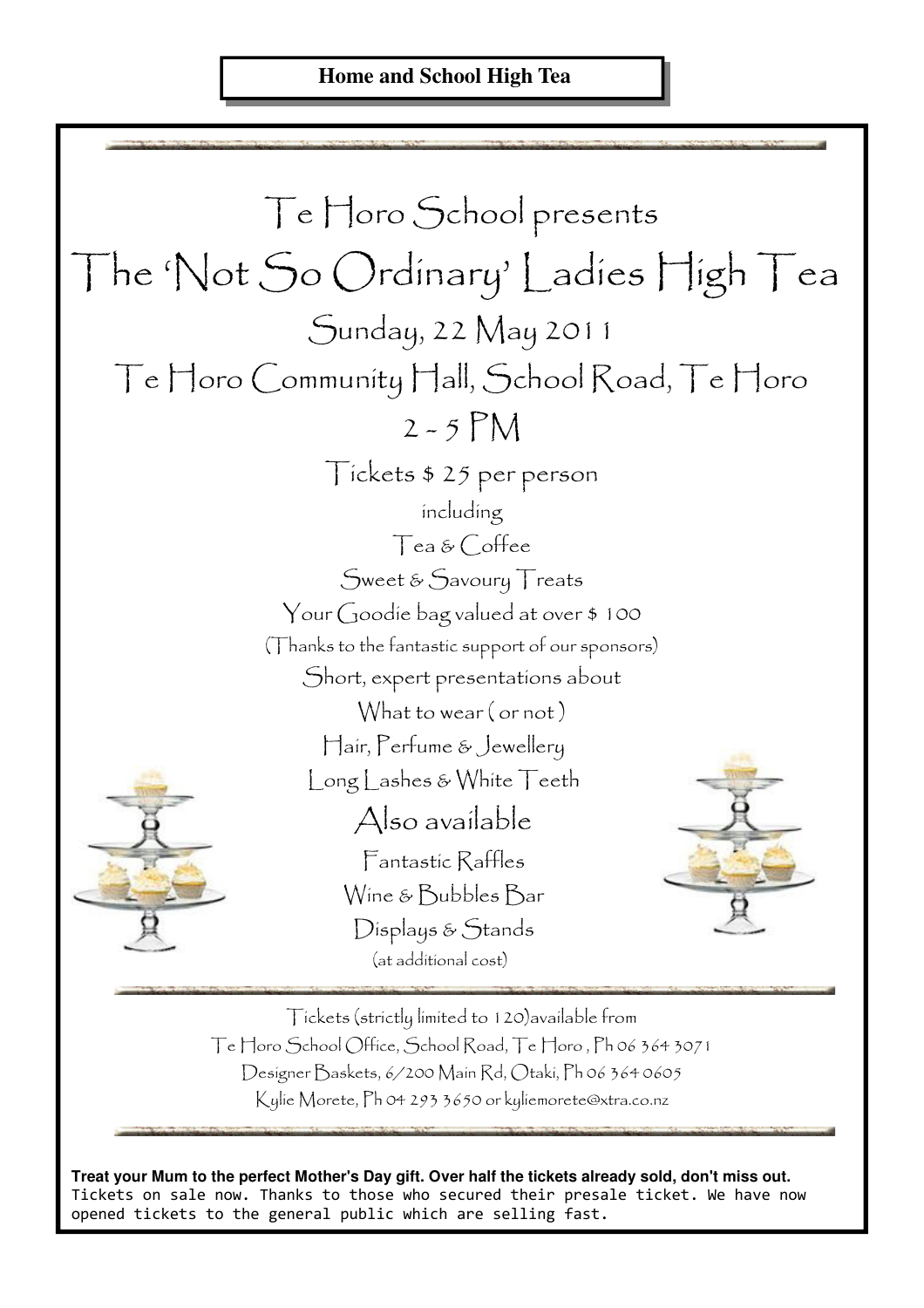**Home and School High Tea**

# Te Horo School presents

# The 'Not So Ordinary' Ladies High Tea

## Sunday, 22 May 2011

## Te Horo Community Hall, School Road, Te Horo

## 2 - 5 PM

Tickets $ 25 per person

including

Tea & Coffee

Sweet & Savoury Treats

Your Goodie bag valued at over $ 100

(Thanks to the fantastic support of our sponsors)

Short, expert presentations about

What to wear ( or not )

Hair, Perfume & Jewellery

Long Lashes & White Teeth

### Also available

Fantastic Raffles

Wine & Bubbles Bar

Displays & Stands

(at additional cost)

Tickets (strictly limited to 120)available from

Te Horo School Office, School Road, Te Horo , Ph 06 364 3071

Designer Baskets, 6/200 Main Rd, Otaki, Ph 06 364 0605

Kylie Morete, Ph 04 293 3650 or kyliemorete@xtra.co.nz

**Treat your Mum to the perfect Mother's Day gift. Over half the tickets already sold, don't miss out.**
Tickets on sale now. Thanks to those who secured their presale ticket. We have now opened tickets to the general public which are selling fast.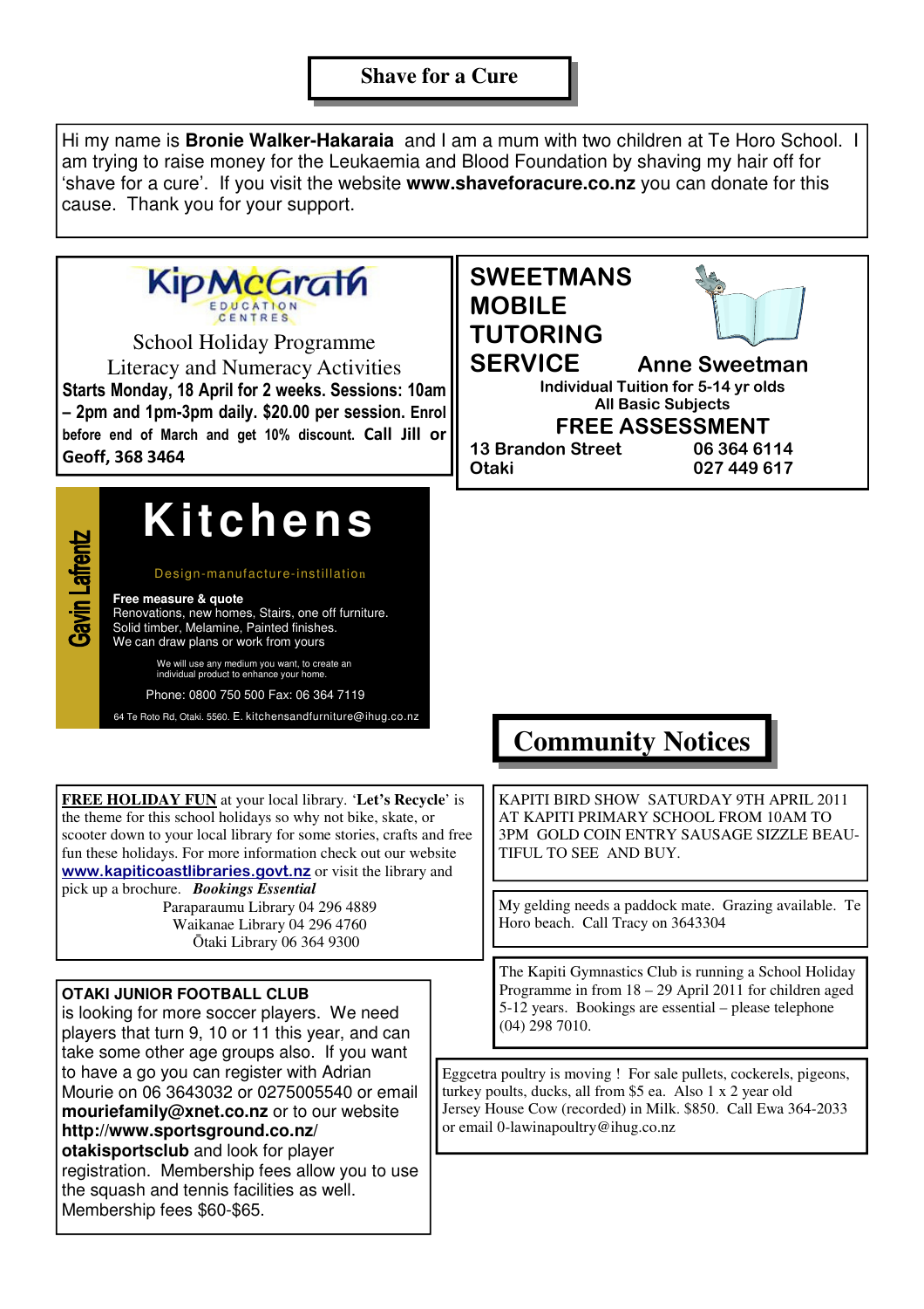## Shave for a Cure

Hi my name is **Bronie Walker-Hakaraia** and I am a mum with two children at Te Horo School. I am trying to raise money for the Leukaemia and Blood Foundation by shaving my hair off for 'shave for a cure'. If you visit the website **www.shaveforacure.co.nz** you can donate for this cause. Thank you for your support.

---

KipMcGrath EDUCATION CENTRES

School Holiday Programme
Literacy and Numeracy Activities

**Starts Monday, 18 April for 2 weeks. Sessions: 10am – 2pm and 1pm-3pm daily. $20.00 per session. Enrol before end of March and get 10% discount. Call Jill or Geoff, 368 3464**

---

**SWEETMANS MOBILE TUTORING SERVICE**

**Anne Sweetman**

**Individual Tuition for 5-14 yr olds**
**All Basic Subjects**

**FREE ASSESSMENT**

**13 Brandon Street, Otaki**
**06 364 6114**
**027 449 617**

---

**Gavin Lafrentz**

# Kitchens

Design-manufacture-instillation

**Free measure & quote**
Renovations, new homes, Stairs, one off furniture.
Solid timber, Melamine, Painted finishes.
We can draw plans or work from yours

We will use any medium you want, to create an individual product to enhance your home.

Phone: 0800 750 500 Fax: 06 364 7119

64 Te Roto Rd, Otaki. 5560. E. kitchensandfurniture@ihug.co.nz

---

## Community Notices

**FREE HOLIDAY FUN** at your local library. '**Let's Recycle**' is the theme for this school holidays so why not bike, skate, or scooter down to your local library for some stories, crafts and free fun these holidays. For more information check out our website www.kapiticoastlibraries.govt.nz or visit the library and pick up a brochure. ***Bookings Essential***

Paraparaumu Library 04 296 4889
Waikanae Library 04 296 4760
Ōtaki Library 06 364 9300

KAPITI BIRD SHOW SATURDAY 9TH APRIL 2011 AT KAPITI PRIMARY SCHOOL FROM 10AM TO 3PM GOLD COIN ENTRY SAUSAGE SIZZLE BEAUTIFUL TO SEE AND BUY.

My gelding needs a paddock mate. Grazing available. Te Horo beach. Call Tracy on 3643304

The Kapiti Gymnastics Club is running a School Holiday Programme in from 18 – 29 April 2011 for children aged 5-12 years. Bookings are essential – please telephone (04) 298 7010.

**OTAKI JUNIOR FOOTBALL CLUB**
is looking for more soccer players. We need players that turn 9, 10 or 11 this year, and can take some other age groups also. If you want to have a go you can register with Adrian Mourie on 06 3643032 or 0275005540 or email **mouriefamily@xnet.co.nz** or to our website **http://www.sportsground.co.nz/otakisportsclub** and look for player registration. Membership fees allow you to use the squash and tennis facilities as well. Membership fees $60-$65.

Eggcetra poultry is moving ! For sale pullets, cockerels, pigeons, turkey poults, ducks, all from $5 ea. Also 1 x 2 year old Jersey House Cow (recorded) in Milk. $850. Call Ewa 364-2033 or email 0-lawinapoultry@ihug.co.nz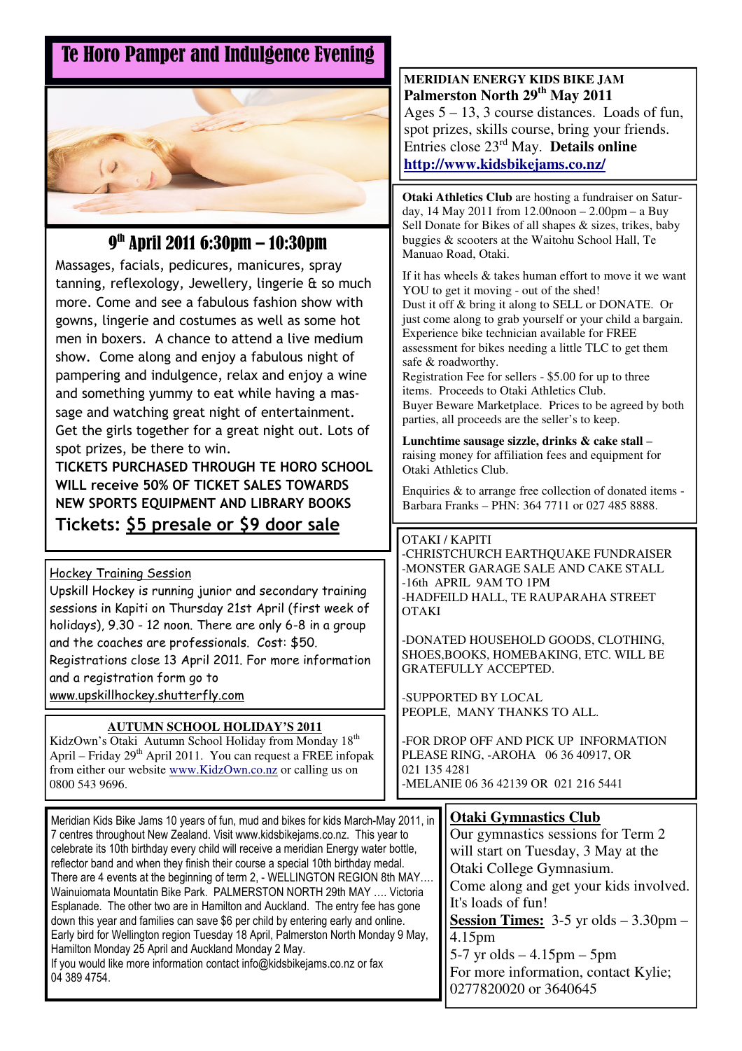# Te Horo Pamper and Indulgence Evening

## 9th April 2011 6:30pm – 10:30pm

Massages, facials, pedicures, manicures, spray tanning, reflexology, Jewellery, lingerie & so much more. Come and see a fabulous fashion show with gowns, lingerie and costumes as well as some hot men in boxers. A chance to attend a live medium show. Come along and enjoy a fabulous night of pampering and indulgence, relax and enjoy a wine and something yummy to eat while having a massage and watching great night of entertainment. Get the girls together for a great night out. Lots of spot prizes, be there to win.

**TICKETS PURCHASED THROUGH TE HORO SCHOOL WILL receive 50% OF TICKET SALES TOWARDS NEW SPORTS EQUIPMENT AND LIBRARY BOOKS**

**Tickets: $5 presale or $9 door sale**

---

**MERIDIAN ENERGY KIDS BIKE JAM**
**Palmerston North 29th May 2011**
Ages 5 – 13, 3 course distances. Loads of fun, spot prizes, skills course, bring your friends. Entries close 23rd May. **Details online**
**http://www.kidsbikejams.co.nz/**

---

**Otaki Athletics Club** are hosting a fundraiser on Saturday, 14 May 2011 from 12.00noon – 2.00pm – a Buy Sell Donate for Bikes of all shapes & sizes, trikes, baby buggies & scooters at the Waitohu School Hall, Te Manuao Road, Otaki.

If it has wheels & takes human effort to move it we want YOU to get it moving - out of the shed!
Dust it off & bring it along to SELL or DONATE. Or just come along to grab yourself or your child a bargain. Experience bike technician available for FREE assessment for bikes needing a little TLC to get them safe & roadworthy.
Registration Fee for sellers - $5.00 for up to three items. Proceeds to Otaki Athletics Club.
Buyer Beware Marketplace. Prices to be agreed by both parties, all proceeds are the seller's to keep.

**Lunchtime sausage sizzle, drinks & cake stall** – raising money for affiliation fees and equipment for Otaki Athletics Club.

Enquiries & to arrange free collection of donated items - Barbara Franks – PHN: 364 7711 or 027 485 8888.

---

Hockey Training Session

Upskill Hockey is running junior and secondary training sessions in Kapiti on Thursday 21st April (first week of holidays), 9.30 - 12 noon. There are only 6-8 in a group and the coaches are professionals. Cost: $50. Registrations close 13 April 2011. For more information and a registration form go to www.upskillhockey.shutterfly.com

---

**AUTUMN SCHOOL HOLIDAY'S 2011**

KidzOwn's Otaki Autumn School Holiday from Monday 18th April – Friday 29th April 2011. You can request a FREE infopak from either our website www.KidzOwn.co.nz or calling us on 0800 543 9696.

---

OTAKI / KAPITI
-CHRISTCHURCH EARTHQUAKE FUNDRAISER
-MONSTER GARAGE SALE AND CAKE STALL
-16th APRIL 9AM TO 1PM
-HADFEILD HALL, TE RAUPARAHA STREET OTAKI

-DONATED HOUSEHOLD GOODS, CLOTHING, SHOES,BOOKS, HOMEBAKING, ETC. WILL BE GRATEFULLY ACCEPTED.

-SUPPORTED BY LOCAL PEOPLE, MANY THANKS TO ALL.

-FOR DROP OFF AND PICK UP INFORMATION PLEASE RING, -AROHA 06 36 40917, OR 021 135 4281
-MELANIE 06 36 42139 OR 021 216 5441

---

Meridian Kids Bike Jams 10 years of fun, mud and bikes for kids March-May 2011, in 7 centres throughout New Zealand. Visit www.kidsbikejams.co.nz. This year to celebrate its 10th birthday every child will receive a meridian Energy water bottle, reflector band and when they finish their course a special 10th birthday medal. There are 4 events at the beginning of term 2, - WELLINGTON REGION 8th MAY.... Wainuiomata Mountatin Bike Park. PALMERSTON NORTH 29th MAY .... Victoria Esplanade. The other two are in Hamilton and Auckland. The entry fee has gone down this year and families can save $6 per child by entering early and online. Early bird for Wellington region Tuesday 18 April, Palmerston North Monday 9 May, Hamilton Monday 25 April and Auckland Monday 2 May.
If you would like more information contact info@kidsbikejams.co.nz or fax 04 389 4754.

---

**Otaki Gymnastics Club**

Our gymnastics sessions for Term 2 will start on Tuesday, 3 May at the Otaki College Gymnasium.
Come along and get your kids involved. It's loads of fun!
**Session Times:** 3-5 yr olds – 3.30pm – 4.15pm
5-7 yr olds – 4.15pm – 5pm
For more information, contact Kylie; 0277820020 or 3640645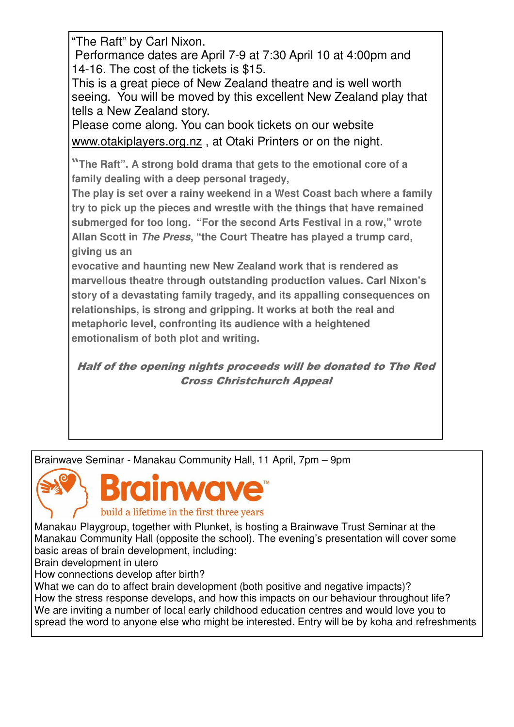"The Raft" by Carl Nixon.

Performance dates are April 7-9 at 7:30 April 10 at 4:00pm and 14-16. The cost of the tickets is $15.

This is a great piece of New Zealand theatre and is well worth seeing. You will be moved by this excellent New Zealand play that tells a New Zealand story.

Please come along. You can book tickets on our website www.otakiplayers.org.nz , at Otaki Printers or on the night.

**"The Raft". A strong bold drama that gets to the emotional core of a family dealing with a deep personal tragedy,**

**The play is set over a rainy weekend in a West Coast bach where a family try to pick up the pieces and wrestle with the things that have remained submerged for too long. "For the second Arts Festival in a row," wrote Allan Scott in *The Press*, "the Court Theatre has played a trump card, giving us an**

**evocative and haunting new New Zealand work that is rendered as marvellous theatre through outstanding production values. Carl Nixon's story of a devastating family tragedy, and its appalling consequences on relationships, is strong and gripping. It works at both the real and metaphoric level, confronting its audience with a heightened emotionalism of both plot and writing.**

***Half of the opening nights proceeds will be donated to The Red Cross Christchurch Appeal***

---

Brainwave Seminar - Manakau Community Hall, 11 April, 7pm – 9pm

Brainwave™

build a lifetime in the first three years

Manakau Playgroup, together with Plunket, is hosting a Brainwave Trust Seminar at the Manakau Community Hall (opposite the school). The evening's presentation will cover some basic areas of brain development, including:

Brain development in utero

How connections develop after birth?

What we can do to affect brain development (both positive and negative impacts)?

How the stress response develops, and how this impacts on our behaviour throughout life?

We are inviting a number of local early childhood education centres and would love you to spread the word to anyone else who might be interested. Entry will be by koha and refreshments